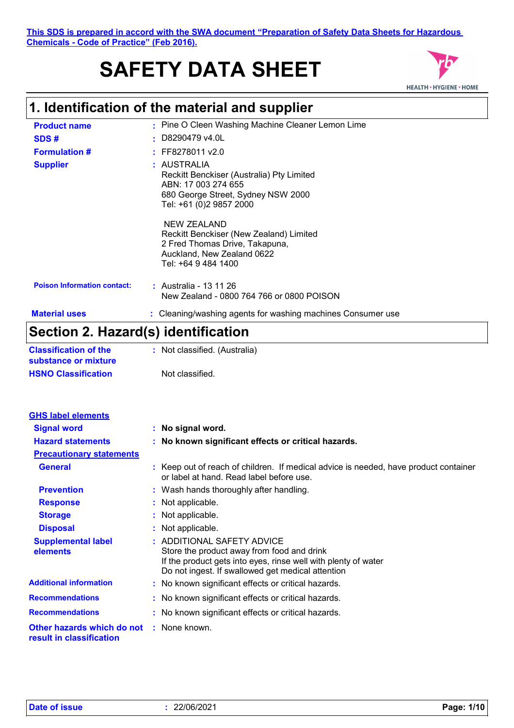This SDS is prepared in accord with the SWA document "Preparation of Safety Data Sheets for Hazardous Chemicals - Code of Practice" (Feb 2016).

# SAFETY DATA SHEET

HEALTH • HYGIENE • HOME

## 1. Identification of the material and supplier

**Product name** : Pine O Cleen Washing Machine Cleaner Lemon Lime

**SDS #** : D8290479 v4.0L

**Formulation #** : FF8278011 v2.0

**Supplier** : AUSTRALIA
Reckitt Benckiser (Australia) Pty Limited
ABN: 17 003 274 655
680 George Street, Sydney NSW 2000
Tel: +61 (0)2 9857 2000

NEW ZEALAND
Reckitt Benckiser (New Zealand) Limited
2 Fred Thomas Drive, Takapuna,
Auckland, New Zealand 0622
Tel: +64 9 484 1400

**Poison Information contact:** : Australia - 13 11 26
New Zealand - 0800 764 766 or 0800 POISON

**Material uses** : Cleaning/washing agents for washing machines Consumer use

## Section 2. Hazard(s) identification

**Classification of the substance or mixture** : Not classified. (Australia)

**HSNO Classification** Not classified.

**GHS label elements**

**Signal word** : **No signal word.**

**Hazard statements** : **No known significant effects or critical hazards.**

**Precautionary statements**

**General** : Keep out of reach of children. If medical advice is needed, have product container or label at hand. Read label before use.

**Prevention** : Wash hands thoroughly after handling.

**Response** : Not applicable.

**Storage** : Not applicable.

**Disposal** : Not applicable.

**Supplemental label elements** : ADDITIONAL SAFETY ADVICE
Store the product away from food and drink
If the product gets into eyes, rinse well with plenty of water
Do not ingest. If swallowed get medical attention

**Additional information** : No known significant effects or critical hazards.

**Recommendations** : No known significant effects or critical hazards.

**Recommendations** : No known significant effects or critical hazards.

**Other hazards which do not result in classification** : None known.

**Date of issue** : 22/06/2021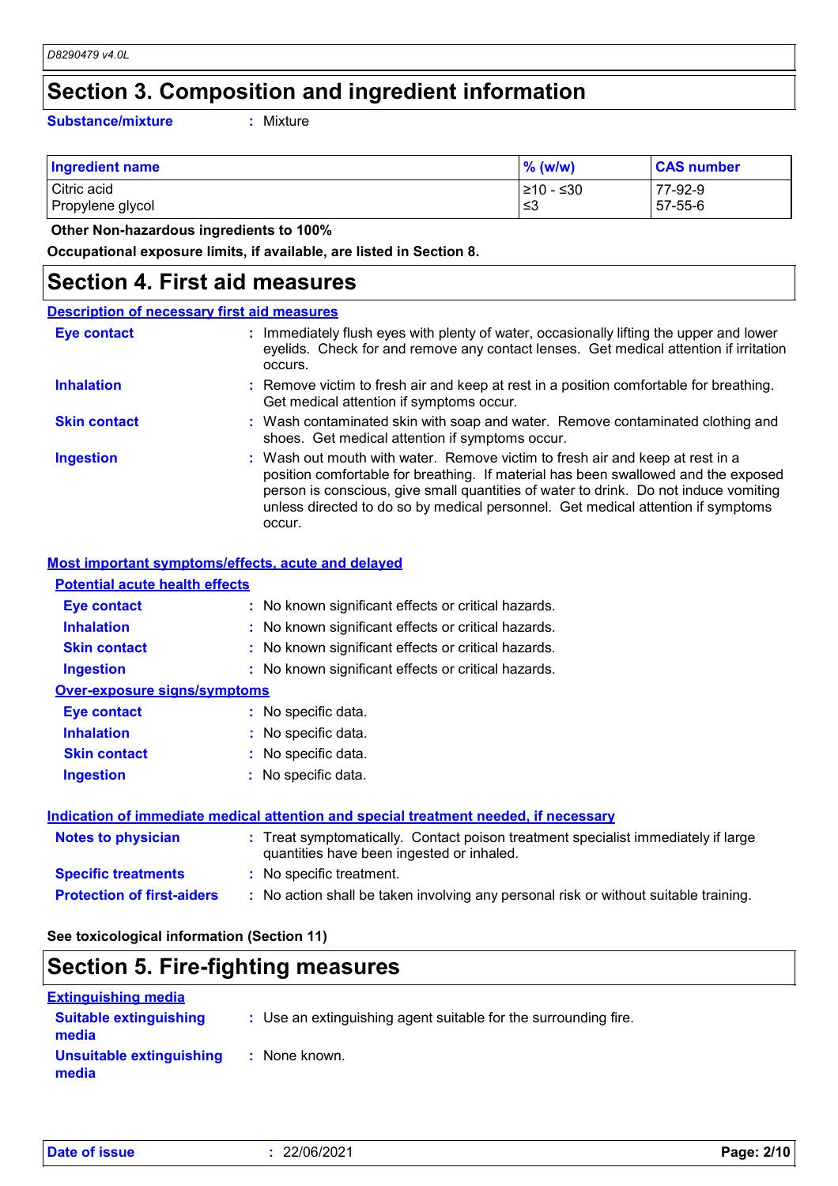## Section 3. Composition and ingredient information

**Substance/mixture** : Mixture

| Ingredient name | % (w/w) | CAS number |
|---|---|---|
| Citric acid | ≥10 - ≤30 | 77-92-9 |
| Propylene glycol | ≤3 | 57-55-6 |

**Other Non-hazardous ingredients to 100%**

**Occupational exposure limits, if available, are listed in Section 8.**

## Section 4. First aid measures

### Description of necessary first aid measures

**Eye contact** : Immediately flush eyes with plenty of water, occasionally lifting the upper and lower eyelids. Check for and remove any contact lenses. Get medical attention if irritation occurs.

**Inhalation** : Remove victim to fresh air and keep at rest in a position comfortable for breathing. Get medical attention if symptoms occur.

**Skin contact** : Wash contaminated skin with soap and water. Remove contaminated clothing and shoes. Get medical attention if symptoms occur.

**Ingestion** : Wash out mouth with water. Remove victim to fresh air and keep at rest in a position comfortable for breathing. If material has been swallowed and the exposed person is conscious, give small quantities of water to drink. Do not induce vomiting unless directed to do so by medical personnel. Get medical attention if symptoms occur.

### Most important symptoms/effects, acute and delayed

#### Potential acute health effects

**Eye contact** : No known significant effects or critical hazards.

**Inhalation** : No known significant effects or critical hazards.

**Skin contact** : No known significant effects or critical hazards.

**Ingestion** : No known significant effects or critical hazards.

#### Over-exposure signs/symptoms

**Eye contact** : No specific data.

**Inhalation** : No specific data.

**Skin contact** : No specific data.

**Ingestion** : No specific data.

### Indication of immediate medical attention and special treatment needed, if necessary

**Notes to physician** : Treat symptomatically. Contact poison treatment specialist immediately if large quantities have been ingested or inhaled.

**Specific treatments** : No specific treatment.

**Protection of first-aiders** : No action shall be taken involving any personal risk or without suitable training.

**See toxicological information (Section 11)**

## Section 5. Fire-fighting measures

### Extinguishing media

**Suitable extinguishing media** : Use an extinguishing agent suitable for the surrounding fire.

**Unsuitable extinguishing media** : None known.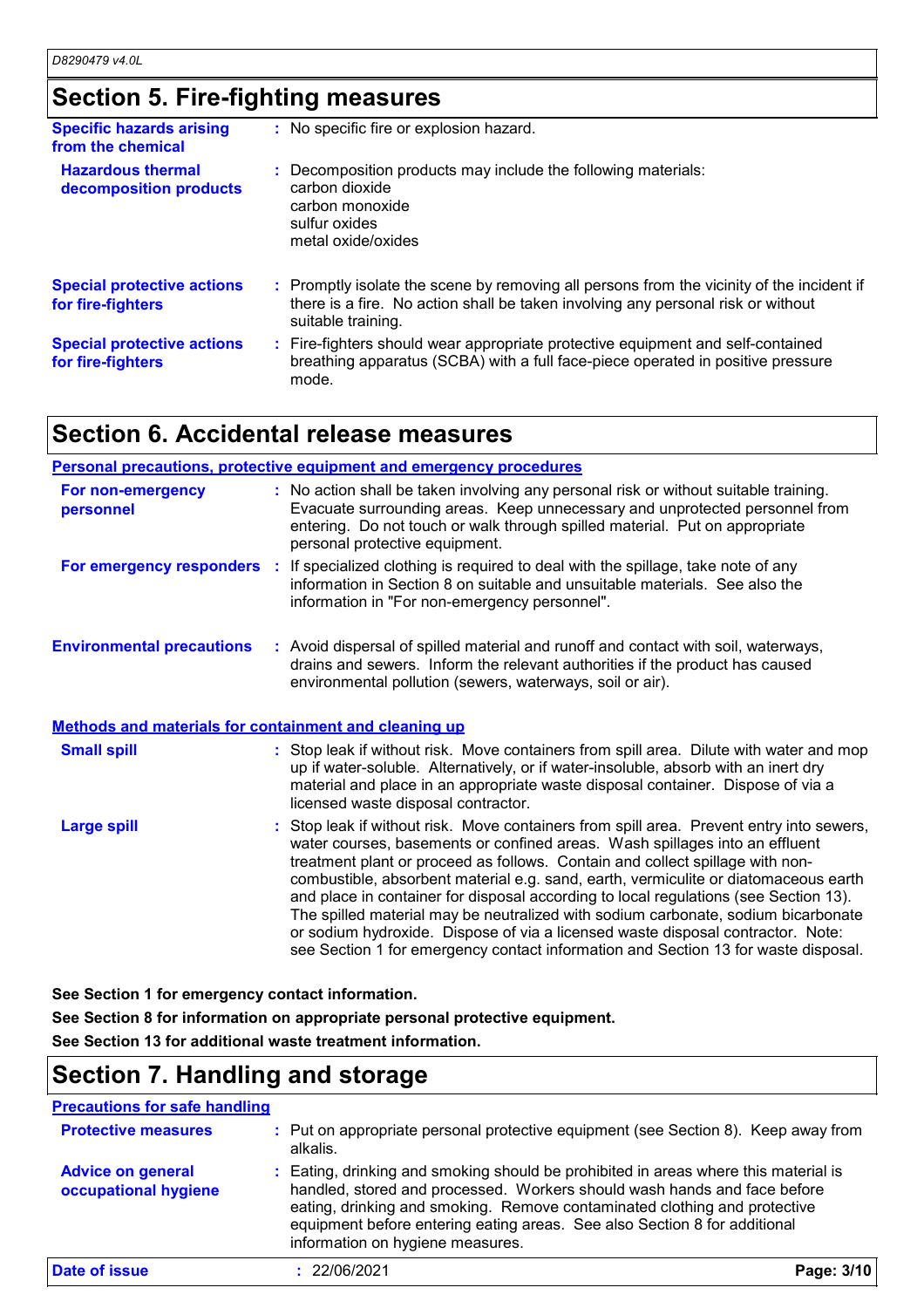## Section 5. Fire-fighting measures

| | |
|---|---|
| **Specific hazards arising from the chemical** | : No specific fire or explosion hazard. |
| **Hazardous thermal decomposition products** | : Decomposition products may include the following materials:<br>carbon dioxide<br>carbon monoxide<br>sulfur oxides<br>metal oxide/oxides |
| **Special protective actions for fire-fighters** | : Promptly isolate the scene by removing all persons from the vicinity of the incident if there is a fire. No action shall be taken involving any personal risk or without suitable training. |
| **Special protective actions for fire-fighters** | : Fire-fighters should wear appropriate protective equipment and self-contained breathing apparatus (SCBA) with a full face-piece operated in positive pressure mode. |

## Section 6. Accidental release measures

**Personal precautions, protective equipment and emergency procedures**

| | |
|---|---|
| **For non-emergency personnel** | : No action shall be taken involving any personal risk or without suitable training. Evacuate surrounding areas. Keep unnecessary and unprotected personnel from entering. Do not touch or walk through spilled material. Put on appropriate personal protective equipment. |
| **For emergency responders** | : If specialized clothing is required to deal with the spillage, take note of any information in Section 8 on suitable and unsuitable materials. See also the information in "For non-emergency personnel". |
| **Environmental precautions** | : Avoid dispersal of spilled material and runoff and contact with soil, waterways, drains and sewers. Inform the relevant authorities if the product has caused environmental pollution (sewers, waterways, soil or air). |

**Methods and materials for containment and cleaning up**

| | |
|---|---|
| **Small spill** | : Stop leak if without risk. Move containers from spill area. Dilute with water and mop up if water-soluble. Alternatively, or if water-insoluble, absorb with an inert dry material and place in an appropriate waste disposal container. Dispose of via a licensed waste disposal contractor. |
| **Large spill** | : Stop leak if without risk. Move containers from spill area. Prevent entry into sewers, water courses, basements or confined areas. Wash spillages into an effluent treatment plant or proceed as follows. Contain and collect spillage with non-combustible, absorbent material e.g. sand, earth, vermiculite or diatomaceous earth and place in container for disposal according to local regulations (see Section 13). The spilled material may be neutralized with sodium carbonate, sodium bicarbonate or sodium hydroxide. Dispose of via a licensed waste disposal contractor. Note: see Section 1 for emergency contact information and Section 13 for waste disposal. |

**See Section 1 for emergency contact information.**

**See Section 8 for information on appropriate personal protective equipment.**

**See Section 13 for additional waste treatment information.**

## Section 7. Handling and storage

**Precautions for safe handling**

| | |
|---|---|
| **Protective measures** | : Put on appropriate personal protective equipment (see Section 8). Keep away from alkalis. |
| **Advice on general occupational hygiene** | : Eating, drinking and smoking should be prohibited in areas where this material is handled, stored and processed. Workers should wash hands and face before eating, drinking and smoking. Remove contaminated clothing and protective equipment before entering eating areas. See also Section 8 for additional information on hygiene measures. |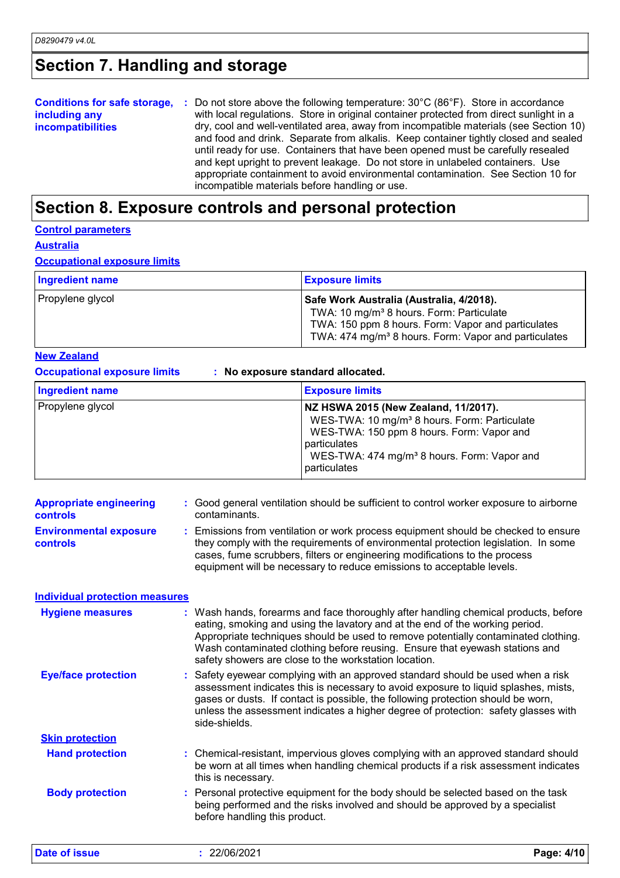## Section 7. Handling and storage

**Conditions for safe storage, including any incompatibilities** : Do not store above the following temperature: 30°C (86°F). Store in accordance with local regulations. Store in original container protected from direct sunlight in a dry, cool and well-ventilated area, away from incompatible materials (see Section 10) and food and drink. Separate from alkalis. Keep container tightly closed and sealed until ready for use. Containers that have been opened must be carefully resealed and kept upright to prevent leakage. Do not store in unlabeled containers. Use appropriate containment to avoid environmental contamination. See Section 10 for incompatible materials before handling or use.

## Section 8. Exposure controls and personal protection

**Control parameters**

**Australia**

**Occupational exposure limits**

| Ingredient name | Exposure limits |
|---|---|
| Propylene glycol | **Safe Work Australia (Australia, 4/2018).**<br>TWA: 10 mg/m³ 8 hours. Form: Particulate<br>TWA: 150 ppm 8 hours. Form: Vapor and particulates<br>TWA: 474 mg/m³ 8 hours. Form: Vapor and particulates |

**New Zealand**

**Occupational exposure limits** : **No exposure standard allocated.**

| Ingredient name | Exposure limits |
|---|---|
| Propylene glycol | **NZ HSWA 2015 (New Zealand, 11/2017).**<br>WES-TWA: 10 mg/m³ 8 hours. Form: Particulate<br>WES-TWA: 150 ppm 8 hours. Form: Vapor and particulates<br>WES-TWA: 474 mg/m³ 8 hours. Form: Vapor and particulates |

**Appropriate engineering controls** : Good general ventilation should be sufficient to control worker exposure to airborne contaminants.

**Environmental exposure controls** : Emissions from ventilation or work process equipment should be checked to ensure they comply with the requirements of environmental protection legislation. In some cases, fume scrubbers, filters or engineering modifications to the process equipment will be necessary to reduce emissions to acceptable levels.

**Individual protection measures**

**Hygiene measures** : Wash hands, forearms and face thoroughly after handling chemical products, before eating, smoking and using the lavatory and at the end of the working period. Appropriate techniques should be used to remove potentially contaminated clothing. Wash contaminated clothing before reusing. Ensure that eyewash stations and safety showers are close to the workstation location.

**Eye/face protection** : Safety eyewear complying with an approved standard should be used when a risk assessment indicates this is necessary to avoid exposure to liquid splashes, mists, gases or dusts. If contact is possible, the following protection should be worn, unless the assessment indicates a higher degree of protection: safety glasses with side-shields.

**Skin protection**

**Hand protection** : Chemical-resistant, impervious gloves complying with an approved standard should be worn at all times when handling chemical products if a risk assessment indicates this is necessary.

**Body protection** : Personal protective equipment for the body should be selected based on the task being performed and the risks involved and should be approved by a specialist before handling this product.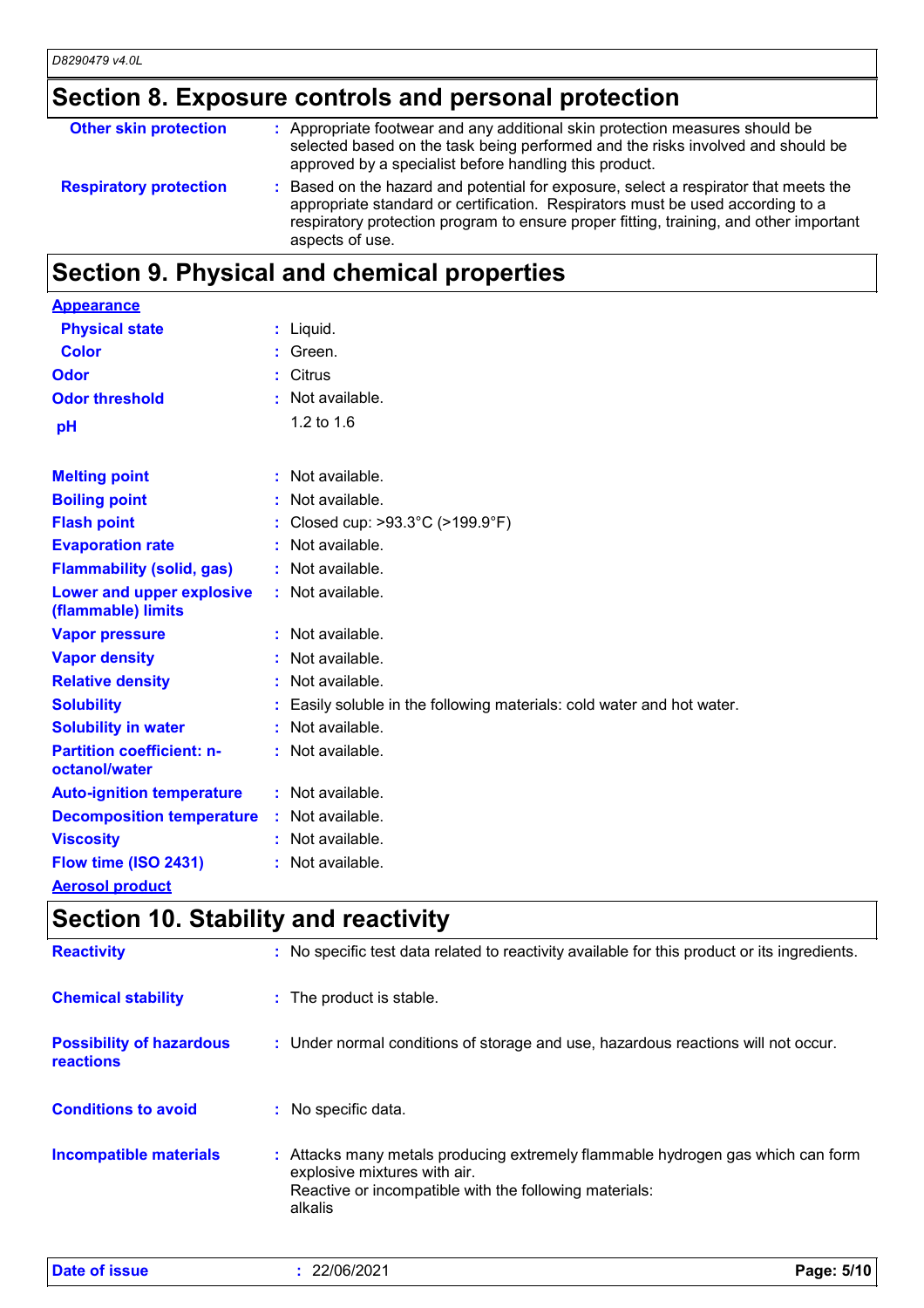## Section 8. Exposure controls and personal protection

| | |
|---|---|
| **Other skin protection** | : Appropriate footwear and any additional skin protection measures should be selected based on the task being performed and the risks involved and should be approved by a specialist before handling this product. |
| **Respiratory protection** | : Based on the hazard and potential for exposure, select a respirator that meets the appropriate standard or certification. Respirators must be used according to a respiratory protection program to ensure proper fitting, training, and other important aspects of use. |

## Section 9. Physical and chemical properties

**Appearance**

| | |
|---|---|
| **Physical state** | : Liquid. |
| **Color** | : Green. |
| **Odor** | : Citrus |
| **Odor threshold** | : Not available. |
| **pH** | 1.2 to 1.6 |
| **Melting point** | : Not available. |
| **Boiling point** | : Not available. |
| **Flash point** | : Closed cup: >93.3°C (>199.9°F) |
| **Evaporation rate** | : Not available. |
| **Flammability (solid, gas)** | : Not available. |
| **Lower and upper explosive (flammable) limits** | : Not available. |
| **Vapor pressure** | : Not available. |
| **Vapor density** | : Not available. |
| **Relative density** | : Not available. |
| **Solubility** | : Easily soluble in the following materials: cold water and hot water. |
| **Solubility in water** | : Not available. |
| **Partition coefficient: n-octanol/water** | : Not available. |
| **Auto-ignition temperature** | : Not available. |
| **Decomposition temperature** | : Not available. |
| **Viscosity** | : Not available. |
| **Flow time (ISO 2431)** | : Not available. |

**Aerosol product**

## Section 10. Stability and reactivity

| | |
|---|---|
| **Reactivity** | : No specific test data related to reactivity available for this product or its ingredients. |
| **Chemical stability** | : The product is stable. |
| **Possibility of hazardous reactions** | : Under normal conditions of storage and use, hazardous reactions will not occur. |
| **Conditions to avoid** | : No specific data. |
| **Incompatible materials** | : Attacks many metals producing extremely flammable hydrogen gas which can form explosive mixtures with air. Reactive or incompatible with the following materials: alkalis |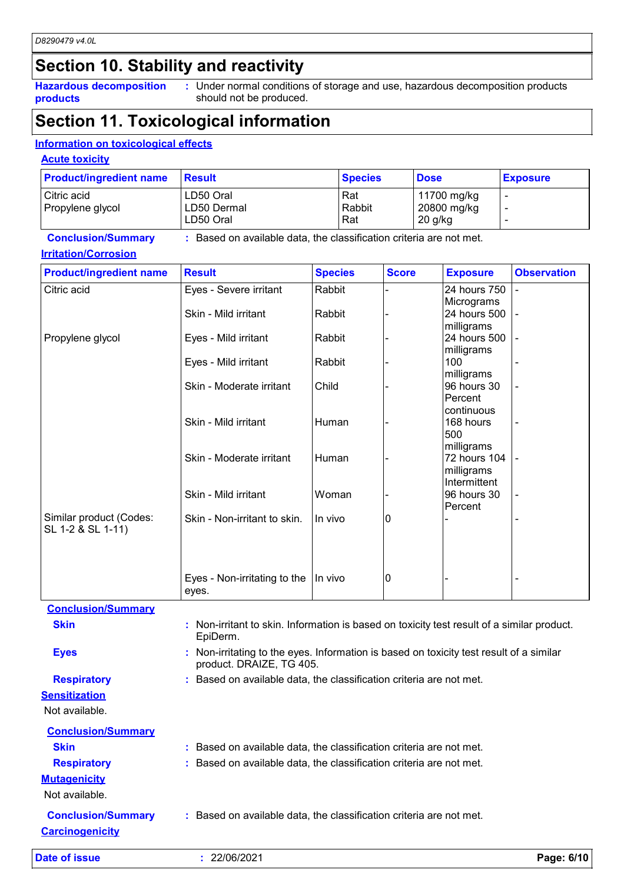## Section 10. Stability and reactivity

**Hazardous decomposition products** : Under normal conditions of storage and use, hazardous decomposition products should not be produced.

## Section 11. Toxicological information

### Information on toxicological effects

#### Acute toxicity

| Product/ingredient name | Result | Species | Dose | Exposure |
|---|---|---|---|---|
| Citric acid | LD50 Oral | Rat | 11700 mg/kg | - |
| Propylene glycol | LD50 Dermal | Rabbit | 20800 mg/kg | - |
| | LD50 Oral | Rat | 20 g/kg | - |

**Conclusion/Summary** : Based on available data, the classification criteria are not met.

#### Irritation/Corrosion

| Product/ingredient name | Result | Species | Score | Exposure | Observation |
|---|---|---|---|---|---|
| Citric acid | Eyes - Severe irritant | Rabbit | - | 24 hours 750 Micrograms | - |
| | Skin - Mild irritant | Rabbit | - | 24 hours 500 milligrams | - |
| Propylene glycol | Eyes - Mild irritant | Rabbit | - | 24 hours 500 milligrams | - |
| | Eyes - Mild irritant | Rabbit | - | 100 milligrams | - |
| | Skin - Moderate irritant | Child | - | 96 hours 30 Percent continuous | - |
| | Skin - Mild irritant | Human | - | 168 hours 500 milligrams | - |
| | Skin - Moderate irritant | Human | - | 72 hours 104 milligrams Intermittent | - |
| | Skin - Mild irritant | Woman | - | 96 hours 30 Percent | - |
| Similar product (Codes: SL 1-2 & SL 1-11) | Skin - Non-irritant to skin. | In vivo | 0 | - | - |
| | Eyes - Non-irritating to the eyes. | In vivo | 0 | - | - |

**Conclusion/Summary**

**Skin** : Non-irritant to skin. Information is based on toxicity test result of a similar product. EpiDerm.

**Eyes** : Non-irritating to the eyes. Information is based on toxicity test result of a similar product. DRAIZE, TG 405.

**Respiratory** : Based on available data, the classification criteria are not met.

#### Sensitization

Not available.

**Conclusion/Summary**

**Skin** : Based on available data, the classification criteria are not met.

**Respiratory** : Based on available data, the classification criteria are not met.

#### Mutagenicity

Not available.

**Conclusion/Summary** : Based on available data, the classification criteria are not met.

#### Carcinogenicity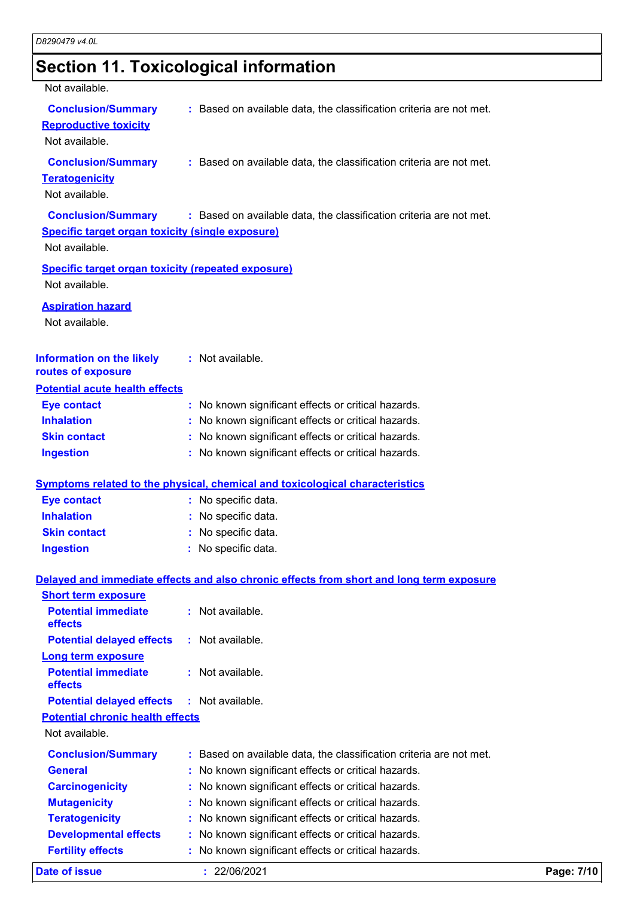# Section 11. Toxicological information

Not available.

**Conclusion/Summary** : Based on available data, the classification criteria are not met.

**Reproductive toxicity**

Not available.

**Conclusion/Summary** : Based on available data, the classification criteria are not met.

**Teratogenicity**

Not available.

**Conclusion/Summary** : Based on available data, the classification criteria are not met.

**Specific target organ toxicity (single exposure)**

Not available.

**Specific target organ toxicity (repeated exposure)**

Not available.

**Aspiration hazard**

Not available.

**Information on the likely routes of exposure** : Not available.

**Potential acute health effects**

**Eye contact** : No known significant effects or critical hazards.
**Inhalation** : No known significant effects or critical hazards.
**Skin contact** : No known significant effects or critical hazards.
**Ingestion** : No known significant effects or critical hazards.

**Symptoms related to the physical, chemical and toxicological characteristics**

**Eye contact** : No specific data.
**Inhalation** : No specific data.
**Skin contact** : No specific data.
**Ingestion** : No specific data.

**Delayed and immediate effects and also chronic effects from short and long term exposure**

**Short term exposure**

**Potential immediate effects** : Not available.
**Potential delayed effects** : Not available.

**Long term exposure**

**Potential immediate effects** : Not available.
**Potential delayed effects** : Not available.

**Potential chronic health effects**

Not available.

**Conclusion/Summary** : Based on available data, the classification criteria are not met.
**General** : No known significant effects or critical hazards.
**Carcinogenicity** : No known significant effects or critical hazards.
**Mutagenicity** : No known significant effects or critical hazards.
**Teratogenicity** : No known significant effects or critical hazards.
**Developmental effects** : No known significant effects or critical hazards.
**Fertility effects** : No known significant effects or critical hazards.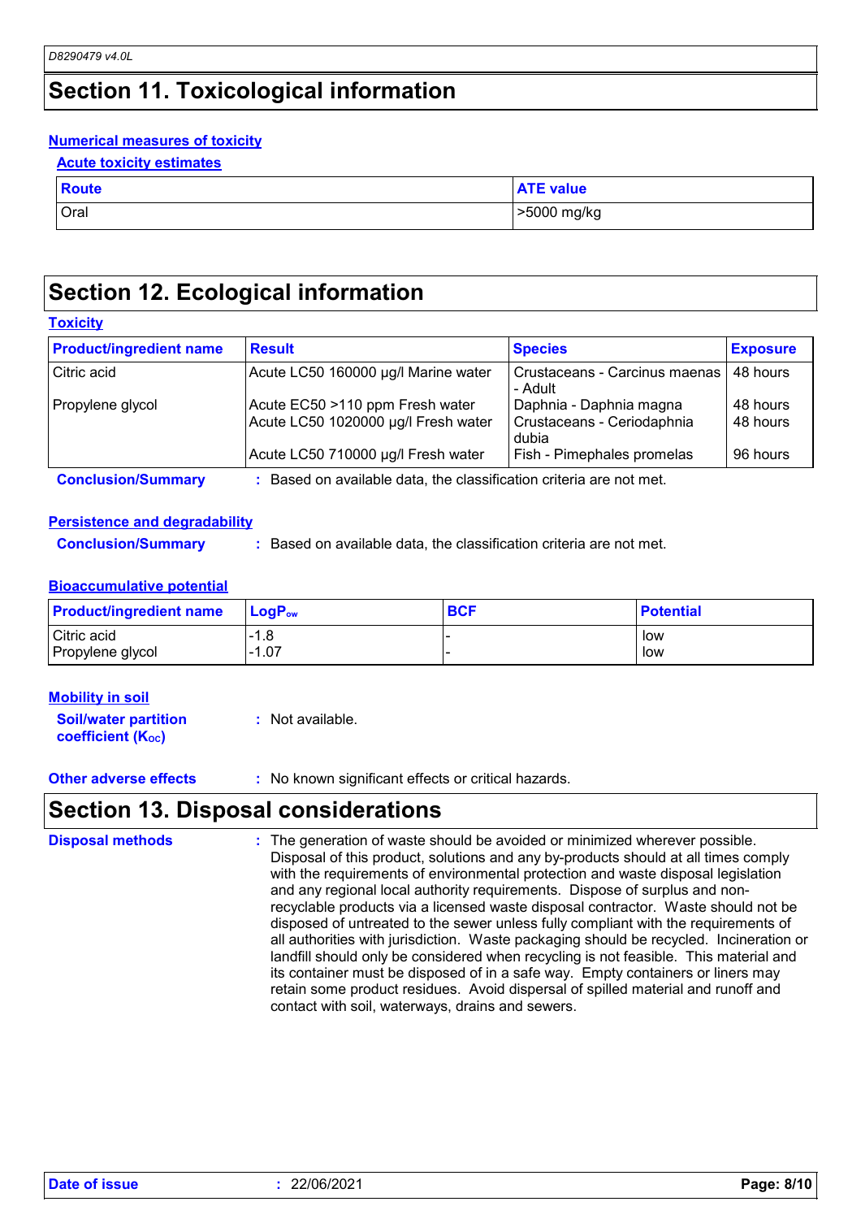# Section 11. Toxicological information

### Numerical measures of toxicity

#### Acute toxicity estimates

| Route | ATE value |
|---|---|
| Oral | >5000 mg/kg |

# Section 12. Ecological information

### Toxicity

| Product/ingredient name | Result | Species | Exposure |
|---|---|---|---|
| Citric acid | Acute LC50 160000 µg/l Marine water | Crustaceans - Carcinus maenas - Adult | 48 hours |
| Propylene glycol | Acute EC50 >110 ppm Fresh water | Daphnia - Daphnia magna | 48 hours |
| | Acute LC50 1020000 µg/l Fresh water | Crustaceans - Ceriodaphnia dubia | 48 hours |
| | Acute LC50 710000 µg/l Fresh water | Fish - Pimephales promelas | 96 hours |

**Conclusion/Summary** : Based on available data, the classification criteria are not met.

### Persistence and degradability

**Conclusion/Summary** : Based on available data, the classification criteria are not met.

### Bioaccumulative potential

| Product/ingredient name | $LogP_{ow}$ | BCF | Potential |
|---|---|---|---|
| Citric acid | -1.8 | - | low |
| Propylene glycol | -1.07 | - | low |

### Mobility in soil

**Soil/water partition coefficient ($K_{OC}$)** : Not available.

**Other adverse effects** : No known significant effects or critical hazards.

# Section 13. Disposal considerations

**Disposal methods** : The generation of waste should be avoided or minimized wherever possible. Disposal of this product, solutions and any by-products should at all times comply with the requirements of environmental protection and waste disposal legislation and any regional local authority requirements. Dispose of surplus and non-recyclable products via a licensed waste disposal contractor. Waste should not be disposed of untreated to the sewer unless fully compliant with the requirements of all authorities with jurisdiction. Waste packaging should be recycled. Incineration or landfill should only be considered when recycling is not feasible. This material and its container must be disposed of in a safe way. Empty containers or liners may retain some product residues. Avoid dispersal of spilled material and runoff and contact with soil, waterways, drains and sewers.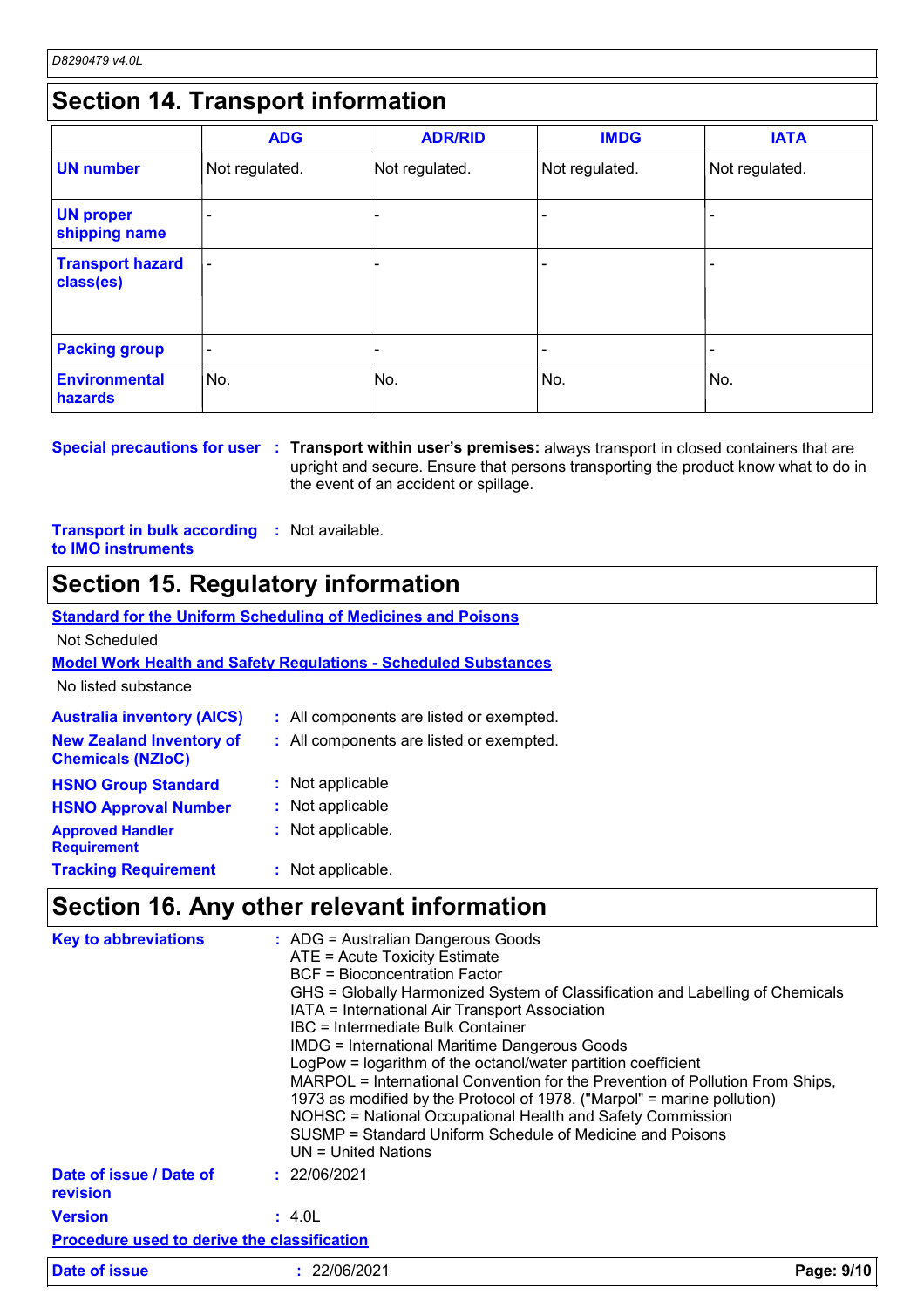## Section 14. Transport information

| | ADG | ADR/RID | IMDG | IATA |
|---|---|---|---|---|
| **UN number** | Not regulated. | Not regulated. | Not regulated. | Not regulated. |
| **UN proper shipping name** | - | - | - | - |
| **Transport hazard class(es)** | - | - | - | - |
| **Packing group** | - | - | - | - |
| **Environmental hazards** | No. | No. | No. | No. |

**Special precautions for user** : **Transport within user's premises:** always transport in closed containers that are upright and secure. Ensure that persons transporting the product know what to do in the event of an accident or spillage.

**Transport in bulk according to IMO instruments** : Not available.

## Section 15. Regulatory information

**Standard for the Uniform Scheduling of Medicines and Poisons**

Not Scheduled

**Model Work Health and Safety Regulations - Scheduled Substances**

No listed substance

**Australia inventory (AICS)** : All components are listed or exempted.

**New Zealand Inventory of Chemicals (NZIoC)** : All components are listed or exempted.

**HSNO Group Standard** : Not applicable

**HSNO Approval Number** : Not applicable

**Approved Handler Requirement** : Not applicable.

**Tracking Requirement** : Not applicable.

## Section 16. Any other relevant information

**Key to abbreviations** :
ADG = Australian Dangerous Goods
ATE = Acute Toxicity Estimate
BCF = Bioconcentration Factor
GHS = Globally Harmonized System of Classification and Labelling of Chemicals
IATA = International Air Transport Association
IBC = Intermediate Bulk Container
IMDG = International Maritime Dangerous Goods
LogPow = logarithm of the octanol/water partition coefficient
MARPOL = International Convention for the Prevention of Pollution From Ships, 1973 as modified by the Protocol of 1978. ("Marpol" = marine pollution)
NOHSC = National Occupational Health and Safety Commission
SUSMP = Standard Uniform Schedule of Medicine and Poisons
UN = United Nations

**Date of issue / Date of revision** : 22/06/2021

**Version** : 4.0L

**Procedure used to derive the classification**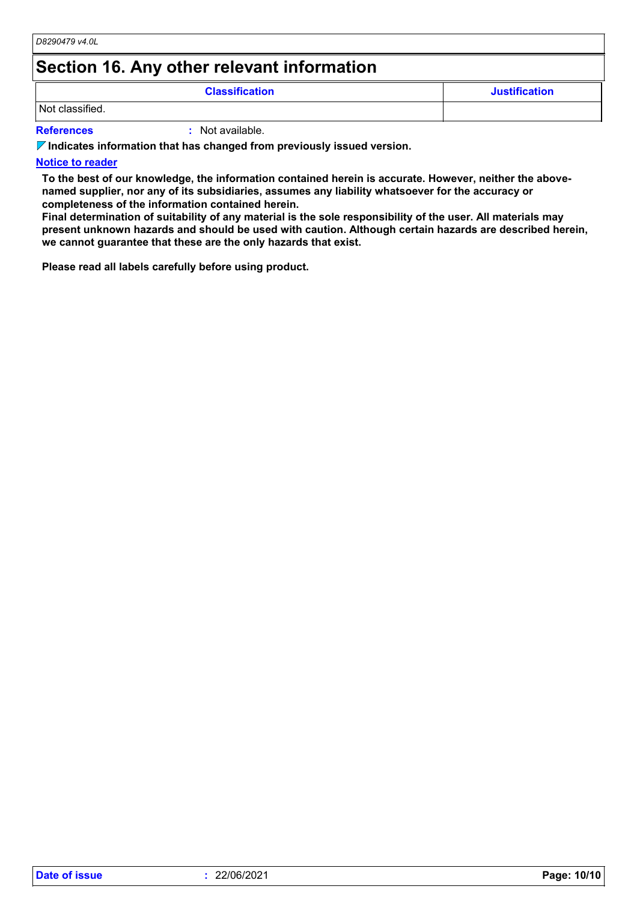## Section 16. Any other relevant information

| Classification | Justification |
| --- | --- |
| Not classified. | |

**References** : Not available.

**Indicates information that has changed from previously issued version.**

**Notice to reader**

**To the best of our knowledge, the information contained herein is accurate. However, neither the above-named supplier, nor any of its subsidiaries, assumes any liability whatsoever for the accuracy or completeness of the information contained herein.**
**Final determination of suitability of any material is the sole responsibility of the user. All materials may present unknown hazards and should be used with caution. Although certain hazards are described herein, we cannot guarantee that these are the only hazards that exist.**

**Please read all labels carefully before using product.**